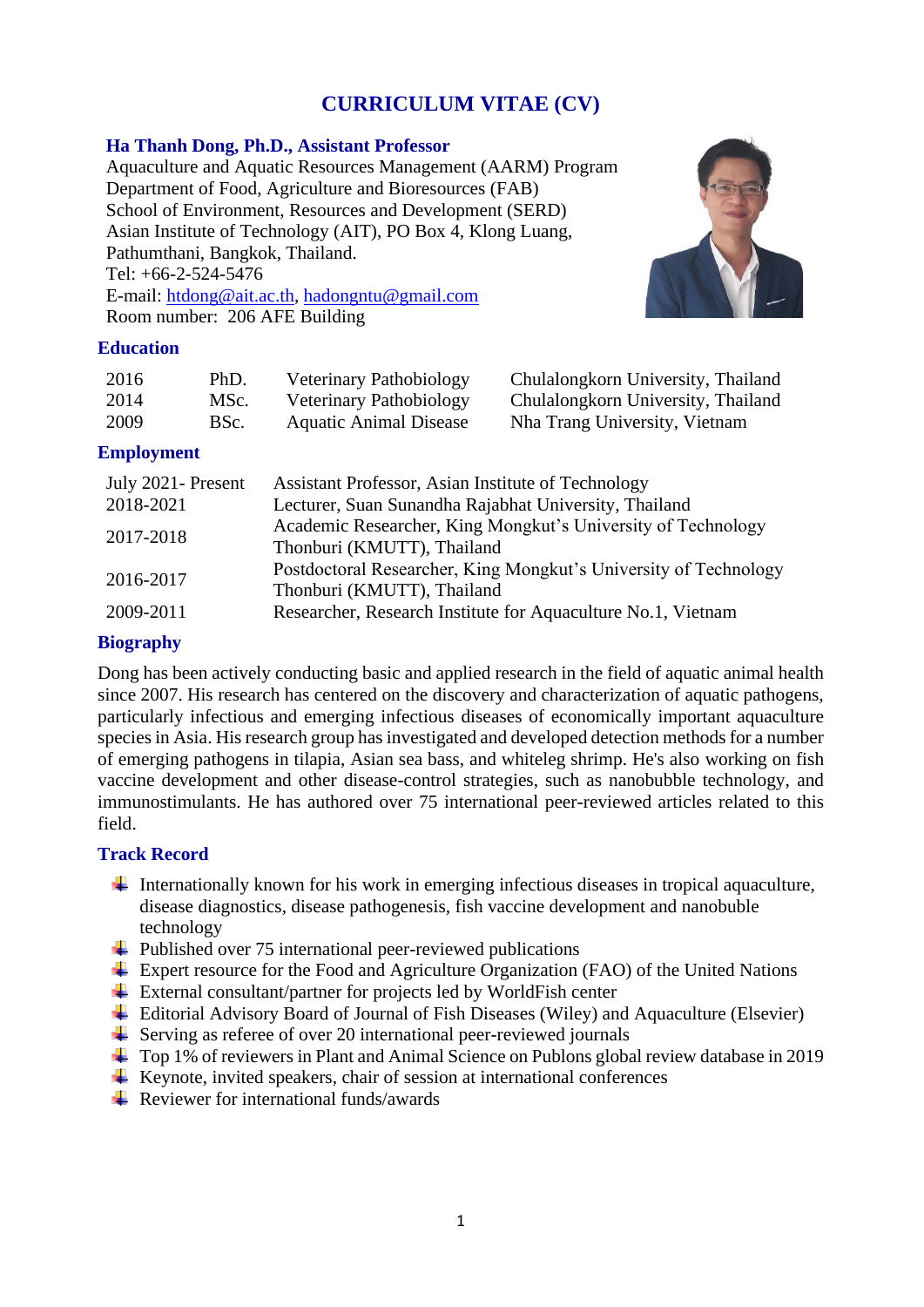# CURRICULUM VITAE (CV)

**Ha Thanh Dong, Ph.D., Assistant Professor**
Aquaculture and Aquatic Resources Management (AARM) Program
Department of Food, Agriculture and Bioresources (FAB)
School of Environment, Resources and Development (SERD)
Asian Institute of Technology (AIT), PO Box 4, Klong Luang,
Pathumthani, Bangkok, Thailand.
Tel: +66-2-524-5476
E-mail: htdong@ait.ac.th, hadongntu@gmail.com
Room number: 206 AFE Building

## Education

| | | | |
|---|---|---|---|
| 2016 | PhD. | Veterinary Pathobiology | Chulalongkorn University, Thailand |
| 2014 | MSc. | Veterinary Pathobiology | Chulalongkorn University, Thailand |
| 2009 | BSc. | Aquatic Animal Disease | Nha Trang University, Vietnam |

## Employment

| | |
|---|---|
| July 2021- Present | Assistant Professor, Asian Institute of Technology |
| 2018-2021 | Lecturer, Suan Sunandha Rajabhat University, Thailand |
| 2017-2018 | Academic Researcher, King Mongkut's University of Technology Thonburi (KMUTT), Thailand |
| 2016-2017 | Postdoctoral Researcher, King Mongkut's University of Technology Thonburi (KMUTT), Thailand |
| 2009-2011 | Researcher, Research Institute for Aquaculture No.1, Vietnam |

## Biography

Dong has been actively conducting basic and applied research in the field of aquatic animal health since 2007. His research has centered on the discovery and characterization of aquatic pathogens, particularly infectious and emerging infectious diseases of economically important aquaculture species in Asia. His research group has investigated and developed detection methods for a number of emerging pathogens in tilapia, Asian sea bass, and whiteleg shrimp. He's also working on fish vaccine development and other disease-control strategies, such as nanobubble technology, and immunostimulants. He has authored over 75 international peer-reviewed articles related to this field.

## Track Record

- Internationally known for his work in emerging infectious diseases in tropical aquaculture, disease diagnostics, disease pathogenesis, fish vaccine development and nanobuble technology
- Published over 75 international peer-reviewed publications
- Expert resource for the Food and Agriculture Organization (FAO) of the United Nations
- External consultant/partner for projects led by WorldFish center
- Editorial Advisory Board of Journal of Fish Diseases (Wiley) and Aquaculture (Elsevier)
- Serving as referee of over 20 international peer-reviewed journals
- Top 1% of reviewers in Plant and Animal Science on Publons global review database in 2019
- Keynote, invited speakers, chair of session at international conferences
- Reviewer for international funds/awards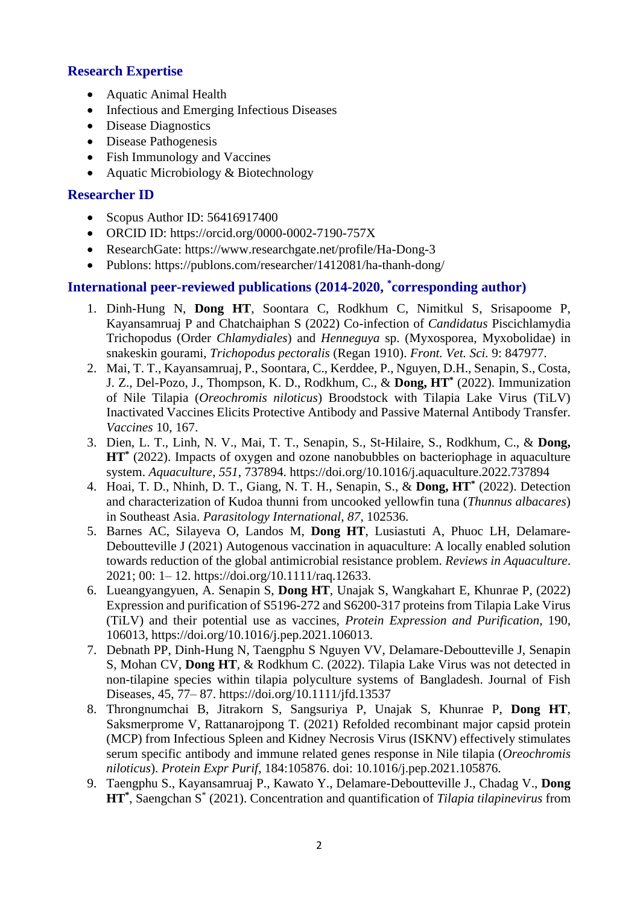## Research Expertise

- Aquatic Animal Health
- Infectious and Emerging Infectious Diseases
- Disease Diagnostics
- Disease Pathogenesis
- Fish Immunology and Vaccines
- Aquatic Microbiology & Biotechnology

## Researcher ID

- Scopus Author ID: 56416917400
- ORCID ID: https://orcid.org/0000-0002-7190-757X
- ResearchGate: https://www.researchgate.net/profile/Ha-Dong-3
- Publons: https://publons.com/researcher/1412081/ha-thanh-dong/

## International peer-reviewed publications (2014-2020, *corresponding author)

1. Dinh-Hung N, **Dong HT**, Soontara C, Rodkhum C, Nimitkul S, Srisapoome P, Kayansamruaj P and Chatchaiphan S (2022) Co-infection of *Candidatus* Piscichlamydia Trichopodus (Order *Chlamydiales*) and *Henneguya* sp. (Myxosporea, Myxobolidae) in snakeskin gourami, *Trichopodus pectoralis* (Regan 1910). *Front. Vet. Sci.* 9: 847977.
2. Mai, T. T., Kayansamruaj, P., Soontara, C., Kerddee, P., Nguyen, D.H., Senapin, S., Costa, J. Z., Del-Pozo, J., Thompson, K. D., Rodkhum, C., & **Dong, HT*** (2022). Immunization of Nile Tilapia (*Oreochromis niloticus*) Broodstock with Tilapia Lake Virus (TiLV) Inactivated Vaccines Elicits Protective Antibody and Passive Maternal Antibody Transfer. *Vaccines* 10, 167.
3. Dien, L. T., Linh, N. V., Mai, T. T., Senapin, S., St-Hilaire, S., Rodkhum, C., & **Dong, HT*** (2022). Impacts of oxygen and ozone nanobubbles on bacteriophage in aquaculture system. *Aquaculture*, *551*, 737894. https://doi.org/10.1016/j.aquaculture.2022.737894
4. Hoai, T. D., Nhinh, D. T., Giang, N. T. H., Senapin, S., & **Dong, HT*** (2022). Detection and characterization of Kudoa thunni from uncooked yellowfin tuna (*Thunnus albacares*) in Southeast Asia. *Parasitology International*, *87*, 102536.
5. Barnes AC, Silayeva O, Landos M, **Dong HT**, Lusiastuti A, Phuoc LH, Delamare-Deboutteville J (2021) Autogenous vaccination in aquaculture: A locally enabled solution towards reduction of the global antimicrobial resistance problem. *Reviews in Aquaculture*. 2021; 00: 1– 12. https://doi.org/10.1111/raq.12633.
6. Lueangyangyuen, A. Senapin S, **Dong HT**, Unajak S, Wangkahart E, Khunrae P, (2022) Expression and purification of S5196-272 and S6200-317 proteins from Tilapia Lake Virus (TiLV) and their potential use as vaccines, *Protein Expression and Purification*, 190, 106013, https://doi.org/10.1016/j.pep.2021.106013.
7. Debnath PP, Dinh-Hung N, Taengphu S Nguyen VV, Delamare-Deboutteville J, Senapin S, Mohan CV, **Dong HT**, & Rodkhum C. (2022). Tilapia Lake Virus was not detected in non-tilapine species within tilapia polyculture systems of Bangladesh. Journal of Fish Diseases, 45, 77– 87. https://doi.org/10.1111/jfd.13537
8. Throngnumchai B, Jitrakorn S, Sangsuriya P, Unajak S, Khunrae P, **Dong HT**, Saksmerprome V, Rattanarojpong T. (2021) Refolded recombinant major capsid protein (MCP) from Infectious Spleen and Kidney Necrosis Virus (ISKNV) effectively stimulates serum specific antibody and immune related genes response in Nile tilapia (*Oreochromis niloticus*). *Protein Expr Purif*, 184:105876. doi: 10.1016/j.pep.2021.105876.
9. Taengphu S., Kayansamruaj P., Kawato Y., Delamare-Deboutteville J., Chadag V., **Dong HT***, Saengchan S* (2021). Concentration and quantification of *Tilapia tilapinevirus* from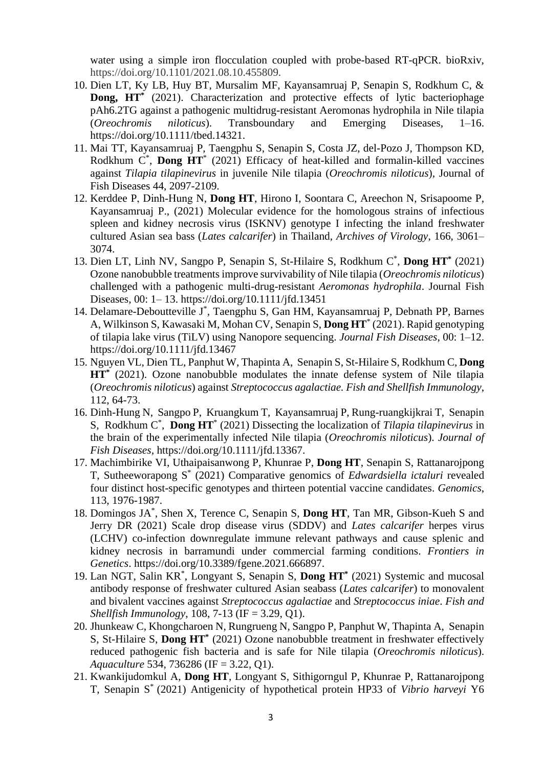water using a simple iron flocculation coupled with probe-based RT-qPCR. bioRxiv, https://doi.org/10.1101/2021.08.10.455809.

10. Dien LT, Ky LB, Huy BT, Mursalim MF, Kayansamruaj P, Senapin S, Rodkhum C, & **Dong, HT*** (2021). Characterization and protective effects of lytic bacteriophage pAh6.2TG against a pathogenic multidrug-resistant Aeromonas hydrophila in Nile tilapia (*Oreochromis niloticus*). Transboundary and Emerging Diseases, 1–16. https://doi.org/10.1111/tbed.14321.
11. Mai TT, Kayansamruaj P, Taengphu S, Senapin S, Costa JZ, del-Pozo J, Thompson KD, Rodkhum C*, **Dong HT*** (2021) Efficacy of heat-killed and formalin-killed vaccines against *Tilapia tilapinevirus* in juvenile Nile tilapia (*Oreochromis niloticus*), Journal of Fish Diseases 44, 2097-2109.
12. Kerddee P, Dinh-Hung N, **Dong HT**, Hirono I, Soontara C, Areechon N, Srisapoome P, Kayansamruaj P., (2021) Molecular evidence for the homologous strains of infectious spleen and kidney necrosis virus (ISKNV) genotype I infecting the inland freshwater cultured Asian sea bass (*Lates calcarifer*) in Thailand, *Archives of Virology*, 166, 3061–3074.
13. Dien LT, Linh NV, Sangpo P, Senapin S, St-Hilaire S, Rodkhum C*, **Dong HT*** (2021) Ozone nanobubble treatments improve survivability of Nile tilapia (*Oreochromis niloticus*) challenged with a pathogenic multi-drug-resistant *Aeromonas hydrophila*. Journal Fish Diseases, 00: 1– 13. https://doi.org/10.1111/jfd.13451
14. Delamare-Deboutteville J*, Taengphu S, Gan HM, Kayansamruaj P, Debnath PP, Barnes A, Wilkinson S, Kawasaki M, Mohan CV, Senapin S, **Dong HT*** (2021). Rapid genotyping of tilapia lake virus (TiLV) using Nanopore sequencing. *Journal Fish Diseases*, 00: 1–12. https://doi.org/10.1111/jfd.13467
15. Nguyen VL, Dien TL, Panphut W, Thapinta A, Senapin S, St-Hilaire S, Rodkhum C, **Dong HT*** (2021). Ozone nanobubble modulates the innate defense system of Nile tilapia (*Oreochromis niloticus*) against *Streptococcus agalactiae. Fish and Shellfish Immunology*, 112, 64-73.
16. Dinh-Hung N, Sangpo P, Kruangkum T, Kayansamruaj P, Rung-ruangkijkrai T, Senapin S, Rodkhum C*, **Dong HT*** (2021) Dissecting the localization of *Tilapia tilapinevirus* in the brain of the experimentally infected Nile tilapia (*Oreochromis niloticus*). *Journal of Fish Diseases*, https://doi.org/10.1111/jfd.13367.
17. Machimbirike VI, Uthaipaisanwong P, Khunrae P, **Dong HT**, Senapin S, Rattanarojpong T, Sutheeworapong S* (2021) Comparative genomics of *Edwardsiella ictaluri* revealed four distinct host-specific genotypes and thirteen potential vaccine candidates. *Genomics*, 113, 1976-1987.
18. Domingos JA*, Shen X, Terence C, Senapin S, **Dong HT**, Tan MR, Gibson-Kueh S and Jerry DR (2021) Scale drop disease virus (SDDV) and *Lates calcarifer* herpes virus (LCHV) co-infection downregulate immune relevant pathways and cause splenic and kidney necrosis in barramundi under commercial farming conditions. *Frontiers in Genetics*. https://doi.org/10.3389/fgene.2021.666897.
19. Lan NGT, Salin KR*, Longyant S, Senapin S, **Dong HT*** (2021) Systemic and mucosal antibody response of freshwater cultured Asian seabass (*Lates calcarifer*) to monovalent and bivalent vaccines against *Streptococcus agalactiae* and *Streptococcus iniae*. *Fish and Shellfish Immunology*, 108, 7-13 (IF = 3.29, Q1).
20. Jhunkeaw C, Khongcharoen N, Rungrueng N, Sangpo P, Panphut W, Thapinta A, Senapin S, St-Hilaire S, **Dong HT*** (2021) Ozone nanobubble treatment in freshwater effectively reduced pathogenic fish bacteria and is safe for Nile tilapia (*Oreochromis niloticus*). *Aquaculture* 534, 736286 (IF = 3.22, Q1).
21. Kwankijudomkul A, **Dong HT**, Longyant S, Sithigorngul P, Khunrae P, Rattanarojpong T, Senapin S* (2021) Antigenicity of hypothetical protein HP33 of *Vibrio harveyi* Y6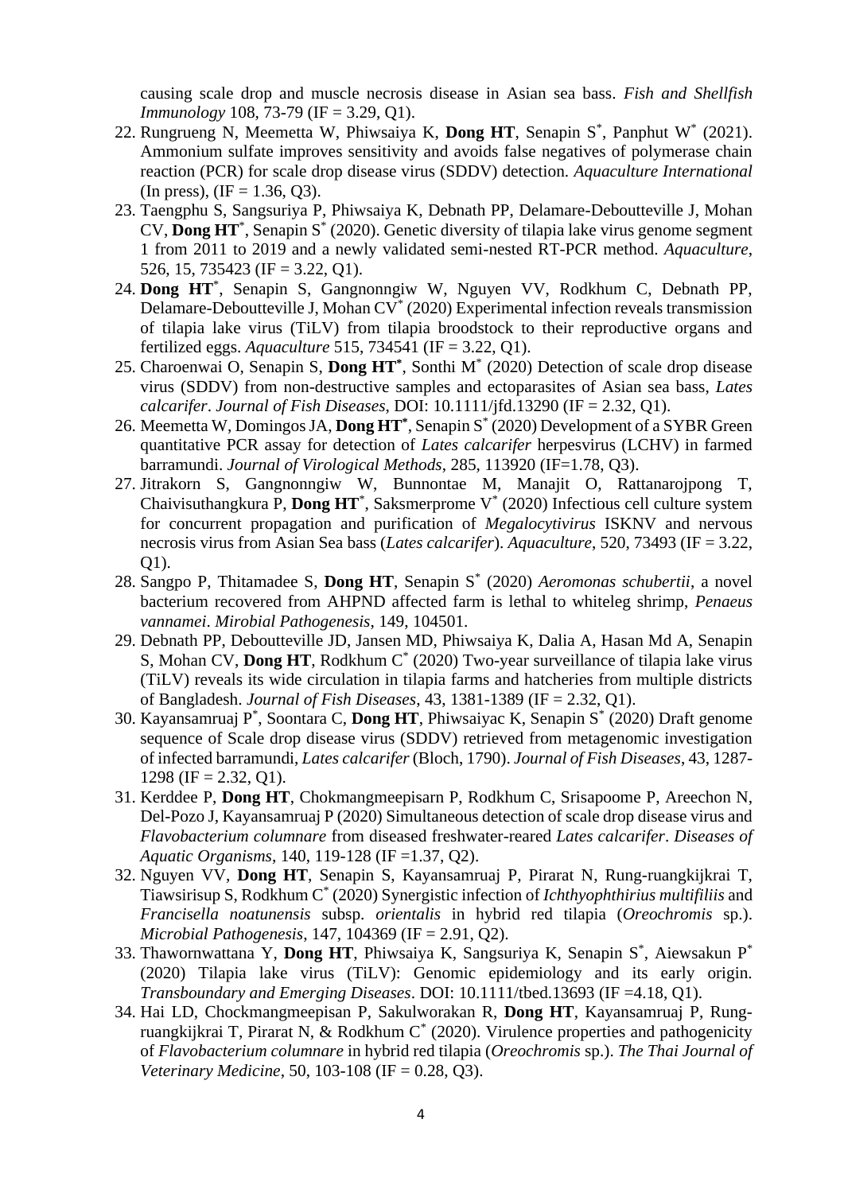causing scale drop and muscle necrosis disease in Asian sea bass. *Fish and Shellfish Immunology* 108, 73-79 (IF = 3.29, Q1).

22. Rungrueng N, Meemetta W, Phiwsaiya K, **Dong HT**, Senapin S*, Panphut W* (2021). Ammonium sulfate improves sensitivity and avoids false negatives of polymerase chain reaction (PCR) for scale drop disease virus (SDDV) detection. *Aquaculture International* (In press), (IF = 1.36, Q3).
23. Taengphu S, Sangsuriya P, Phiwsaiya K, Debnath PP, Delamare-Deboutteville J, Mohan CV, **Dong HT***, Senapin S* (2020). Genetic diversity of tilapia lake virus genome segment 1 from 2011 to 2019 and a newly validated semi-nested RT-PCR method. *Aquaculture*, 526, 15, 735423 (IF = 3.22, Q1).
24. **Dong HT***, Senapin S, Gangnonngiw W, Nguyen VV, Rodkhum C, Debnath PP, Delamare-Deboutteville J, Mohan CV* (2020) Experimental infection reveals transmission of tilapia lake virus (TiLV) from tilapia broodstock to their reproductive organs and fertilized eggs. *Aquaculture* 515, 734541 (IF = 3.22, Q1).
25. Charoenwai O, Senapin S, **Dong HT***, Sonthi M* (2020) Detection of scale drop disease virus (SDDV) from non-destructive samples and ectoparasites of Asian sea bass, *Lates calcarifer*. *Journal of Fish Diseases*, DOI: 10.1111/jfd.13290 (IF = 2.32, Q1).
26. Meemetta W, Domingos JA, **Dong HT***, Senapin S* (2020) Development of a SYBR Green quantitative PCR assay for detection of *Lates calcarifer* herpesvirus (LCHV) in farmed barramundi. *Journal of Virological Methods*, 285, 113920 (IF=1.78, Q3).
27. Jitrakorn S, Gangnonngiw W, Bunnontae M, Manajit O, Rattanarojpong T, Chaivisuthangkura P, **Dong HT***, Saksmerprome V* (2020) Infectious cell culture system for concurrent propagation and purification of *Megalocytivirus* ISKNV and nervous necrosis virus from Asian Sea bass (*Lates calcarifer*). *Aquaculture*, 520, 73493 (IF = 3.22, Q1).
28. Sangpo P, Thitamadee S, **Dong HT**, Senapin S* (2020) *Aeromonas schubertii*, a novel bacterium recovered from AHPND affected farm is lethal to whiteleg shrimp, *Penaeus vannamei*. *Mirobial Pathogenesis*, 149, 104501.
29. Debnath PP, Deboutteville JD, Jansen MD, Phiwsaiya K, Dalia A, Hasan Md A, Senapin S, Mohan CV, **Dong HT**, Rodkhum C* (2020) Two-year surveillance of tilapia lake virus (TiLV) reveals its wide circulation in tilapia farms and hatcheries from multiple districts of Bangladesh. *Journal of Fish Diseases*, 43, 1381-1389 (IF = 2.32, Q1).
30. Kayansamruaj P*, Soontara C, **Dong HT**, Phiwsaiyac K, Senapin S* (2020) Draft genome sequence of Scale drop disease virus (SDDV) retrieved from metagenomic investigation of infected barramundi, *Lates calcarifer* (Bloch, 1790). *Journal of Fish Diseases*, 43, 1287-1298 (IF = 2.32, Q1).
31. Kerddee P, **Dong HT**, Chokmangmeepisarn P, Rodkhum C, Srisapoome P, Areechon N, Del-Pozo J, Kayansamruaj P (2020) Simultaneous detection of scale drop disease virus and *Flavobacterium columnare* from diseased freshwater-reared *Lates calcarifer*. *Diseases of Aquatic Organisms*, 140, 119-128 (IF =1.37, Q2).
32. Nguyen VV, **Dong HT**, Senapin S, Kayansamruaj P, Pirarat N, Rung-ruangkijkrai T, Tiawsirisup S, Rodkhum C* (2020) Synergistic infection of *Ichthyophthirius multifiliis* and *Francisella noatunensis* subsp. *orientalis* in hybrid red tilapia (*Oreochromis* sp.). *Microbial Pathogenesis*, 147, 104369 (IF = 2.91, Q2).
33. Thawornwattana Y, **Dong HT**, Phiwsaiya K, Sangsuriya K, Senapin S*, Aiewsakun P* (2020) Tilapia lake virus (TiLV): Genomic epidemiology and its early origin. *Transboundary and Emerging Diseases*. DOI: 10.1111/tbed.13693 (IF =4.18, Q1).
34. Hai LD, Chockmangmeepisan P, Sakulworakan R, **Dong HT**, Kayansamruaj P, Rung-ruangkijkrai T, Pirarat N, & Rodkhum C* (2020). Virulence properties and pathogenicity of *Flavobacterium columnare* in hybrid red tilapia (*Oreochromis* sp.). *The Thai Journal of Veterinary Medicine*, 50, 103-108 (IF = 0.28, Q3).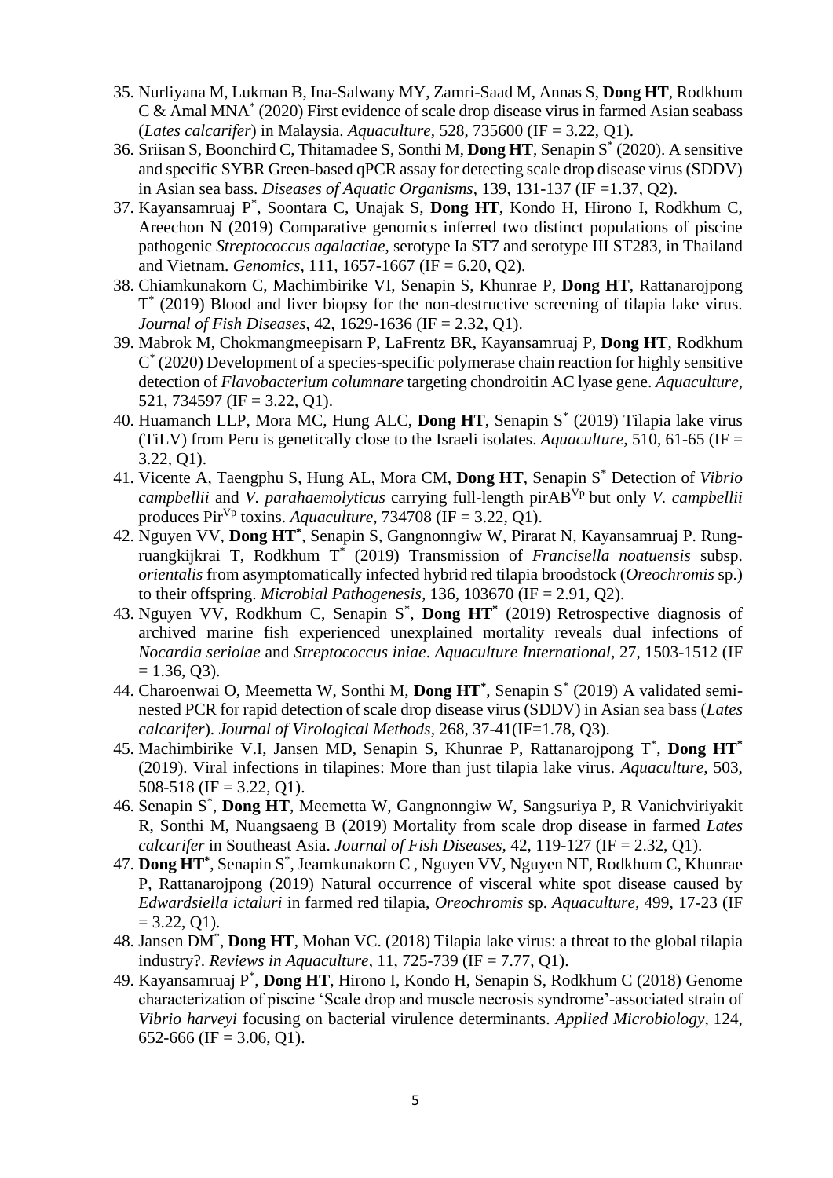35. Nurliyana M, Lukman B, Ina-Salwany MY, Zamri-Saad M, Annas S, **Dong HT**, Rodkhum C & Amal MNA* (2020) First evidence of scale drop disease virus in farmed Asian seabass (*Lates calcarifer*) in Malaysia. *Aquaculture*, 528, 735600 (IF = 3.22, Q1).
36. Sriisan S, Boonchird C, Thitamadee S, Sonthi M, **Dong HT**, Senapin S* (2020). A sensitive and specific SYBR Green-based qPCR assay for detecting scale drop disease virus (SDDV) in Asian sea bass. *Diseases of Aquatic Organisms*, 139, 131-137 (IF =1.37, Q2).
37. Kayansamruaj P*, Soontara C, Unajak S, **Dong HT**, Kondo H, Hirono I, Rodkhum C, Areechon N (2019) Comparative genomics inferred two distinct populations of piscine pathogenic *Streptococcus agalactiae*, serotype Ia ST7 and serotype III ST283, in Thailand and Vietnam. *Genomics*, 111, 1657-1667 (IF = 6.20, Q2).
38. Chiamkunakorn C, Machimbirike VI, Senapin S, Khunrae P, **Dong HT**, Rattanarojpong T* (2019) Blood and liver biopsy for the non-destructive screening of tilapia lake virus. *Journal of Fish Diseases*, 42, 1629-1636 (IF = 2.32, Q1).
39. Mabrok M, Chokmangmeepisarn P, LaFrentz BR, Kayansamruaj P, **Dong HT**, Rodkhum C* (2020) Development of a species-specific polymerase chain reaction for highly sensitive detection of *Flavobacterium columnare* targeting chondroitin AC lyase gene. *Aquaculture*, 521, 734597 (IF = 3.22, Q1).
40. Huamanch LLP, Mora MC, Hung ALC, **Dong HT**, Senapin S* (2019) Tilapia lake virus (TiLV) from Peru is genetically close to the Israeli isolates. *Aquaculture*, 510, 61-65 (IF = 3.22, Q1).
41. Vicente A, Taengphu S, Hung AL, Mora CM, **Dong HT**, Senapin S* Detection of *Vibrio campbellii* and *V. parahaemolyticus* carrying full-length pirAB$^{Vp}$ but only *V. campbellii* produces Pir$^{Vp}$ toxins. *Aquaculture*, 734708 (IF = 3.22, Q1).
42. Nguyen VV, **Dong HT***, Senapin S, Gangnonngiw W, Pirarat N, Kayansamruaj P. Rung-ruangkijkrai T, Rodkhum T* (2019) Transmission of *Francisella noatuensis* subsp. *orientalis* from asymptomatically infected hybrid red tilapia broodstock (*Oreochromis* sp.) to their offspring. *Microbial Pathogenesis*, 136, 103670 (IF = 2.91, Q2).
43. Nguyen VV, Rodkhum C, Senapin S*, **Dong HT*** (2019) Retrospective diagnosis of archived marine fish experienced unexplained mortality reveals dual infections of *Nocardia seriolae* and *Streptococcus iniae*. *Aquaculture International*, 27, 1503-1512 (IF = 1.36, Q3).
44. Charoenwai O, Meemetta W, Sonthi M, **Dong HT***, Senapin S* (2019) A validated semi-nested PCR for rapid detection of scale drop disease virus (SDDV) in Asian sea bass (*Lates calcarifer*). *Journal of Virological Methods*, 268, 37-41(IF=1.78, Q3).
45. Machimbirike V.I, Jansen MD, Senapin S, Khunrae P, Rattanarojpong T*, **Dong HT*** (2019). Viral infections in tilapines: More than just tilapia lake virus. *Aquaculture*, 503, 508-518 (IF = 3.22, Q1).
46. Senapin S*, **Dong HT**, Meemetta W, Gangnonngiw W, Sangsuriya P, R Vanichviriyakit R, Sonthi M, Nuangsaeng B (2019) Mortality from scale drop disease in farmed *Lates calcarifer* in Southeast Asia. *Journal of Fish Diseases*, 42, 119-127 (IF = 2.32, Q1).
47. **Dong HT***, Senapin S*, Jeamkunakorn C , Nguyen VV, Nguyen NT, Rodkhum C, Khunrae P, Rattanarojpong (2019) Natural occurrence of visceral white spot disease caused by *Edwardsiella ictaluri* in farmed red tilapia, *Oreochromis* sp. *Aquaculture*, 499, 17-23 (IF = 3.22, Q1).
48. Jansen DM*, **Dong HT**, Mohan VC. (2018) Tilapia lake virus: a threat to the global tilapia industry?. *Reviews in Aquaculture*, 11, 725-739 (IF = 7.77, Q1).
49. Kayansamruaj P*, **Dong HT**, Hirono I, Kondo H, Senapin S, Rodkhum C (2018) Genome characterization of piscine 'Scale drop and muscle necrosis syndrome'-associated strain of *Vibrio harveyi* focusing on bacterial virulence determinants. *Applied Microbiology*, 124, 652-666 (IF = 3.06, Q1).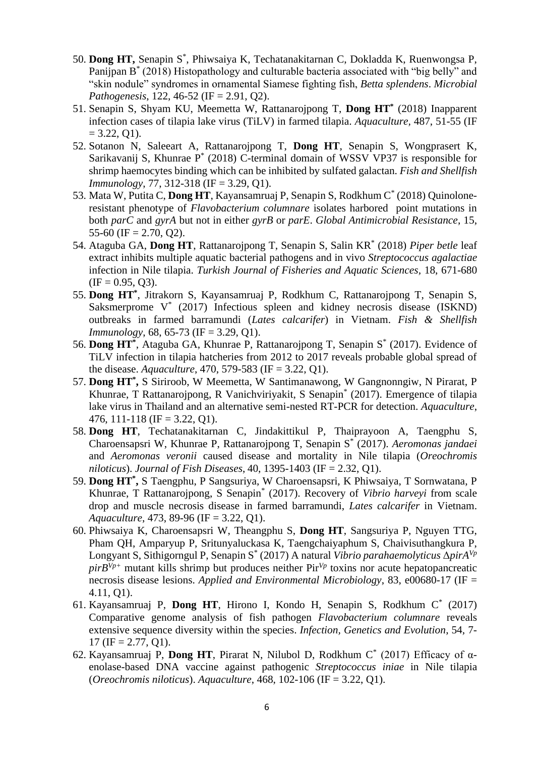50. **Dong HT,** Senapin S[*], Phiwsaiya K, Techatanakitarnan C, Dokladda K, Ruenwongsa P, Panijpan B[*] (2018) Histopathology and culturable bacteria associated with "big belly" and "skin nodule" syndromes in ornamental Siamese fighting fish, *Betta splendens*. *Microbial Pathogenesis*, 122, 46-52 (IF = 2.91, Q2).
51. Senapin S, Shyam KU, Meemetta W, Rattanarojpong T, **Dong HT[*]** (2018) Inapparent infection cases of tilapia lake virus (TiLV) in farmed tilapia. *Aquaculture,* 487, 51-55 (IF = 3.22, Q1).
52. Sotanon N, Saleeart A, Rattanarojpong T, **Dong HT**, Senapin S, Wongprasert K, Sarikavanij S, Khunrae P[*] (2018) C-terminal domain of WSSV VP37 is responsible for shrimp haemocytes binding which can be inhibited by sulfated galactan. *Fish and Shellfish Immunology*, 77, 312-318 (IF = 3.29, Q1).
53. Mata W, Putita C, **Dong HT**, Kayansamruaj P, Senapin S, Rodkhum C[*] (2018) Quinolone-resistant phenotype of *Flavobacterium columnare* isolates harbored point mutations in both *parC* and *gyrA* but not in either *gyrB* or *parE*. *Global Antimicrobial Resistance*, 15, 55-60 (IF = 2.70, Q2).
54. Ataguba GA, **Dong HT**, Rattanarojpong T, Senapin S, Salin KR[*] (2018) *Piper betle* leaf extract inhibits multiple aquatic bacterial pathogens and in vivo *Streptococcus agalactiae* infection in Nile tilapia. *Turkish Journal of Fisheries and Aquatic Sciences*, 18, 671-680 (IF = 0.95, Q3).
55. **Dong HT[*]**, Jitrakorn S, Kayansamruaj P, Rodkhum C, Rattanarojpong T, Senapin S, Saksmerprome V[*] (2017) Infectious spleen and kidney necrosis disease (ISKND) outbreaks in farmed barramundi (*Lates calcarifer*) in Vietnam. *Fish & Shellfish Immunology*, 68, 65-73 (IF = 3.29, Q1).
56. **Dong HT[*]**, Ataguba GA, Khunrae P, Rattanarojpong T, Senapin S[*] (2017). Evidence of TiLV infection in tilapia hatcheries from 2012 to 2017 reveals probable global spread of the disease. *Aquaculture*, 470, 579-583 (IF = 3.22, Q1).
57. **Dong HT[*],** S Siriroob, W Meemetta, W Santimanawong, W Gangnonngiw, N Pirarat, P Khunrae, T Rattanarojpong, R Vanichviriyakit, S Senapin[*] (2017). Emergence of tilapia lake virus in Thailand and an alternative semi-nested RT-PCR for detection. *Aquaculture*, 476, 111-118 (IF = 3.22, Q1).
58. **Dong HT**, Techatanakitarnan C, Jindakittikul P, Thaiprayoon A, Taengphu S, Charoensapsri W, Khunrae P, Rattanarojpong T, Senapin S[*] (2017). *Aeromonas jandaei* and *Aeromonas veronii* caused disease and mortality in Nile tilapia (*Oreochromis niloticus*). *Journal of Fish Diseases*, 40, 1395-1403 (IF = 2.32, Q1).
59. **Dong HT[*],** S Taengphu, P Sangsuriya, W Charoensapsri, K Phiwsaiya, T Sornwatana, P Khunrae, T Rattanarojpong, S Senapin[*] (2017). Recovery of *Vibrio harveyi* from scale drop and muscle necrosis disease in farmed barramundi, *Lates calcarifer* in Vietnam. *Aquaculture*, 473, 89-96 (IF = 3.22, Q1).
60. Phiwsaiya K, Charoensapsri W, Theangphu S, **Dong HT**, Sangsuriya P, Nguyen TTG, Pham QH, Amparyup P, Sritunyaluckasa K, Taengchaiyaphum S, Chaivisuthangkura P, Longyant S, Sithigorngul P, Senapin S[*] (2017) A natural *Vibrio parahaemolyticus* $\Delta$*pirA*$^{Vp}$ *pirB*$^{Vp+}$ mutant kills shrimp but produces neither Pir$^{Vp}$ toxins nor acute hepatopancreatic necrosis disease lesions. *Applied and Environmental Microbiology*, 83, e00680-17 (IF = 4.11, Q1).
61. Kayansamruaj P, **Dong HT**, Hirono I, Kondo H, Senapin S, Rodkhum C[*] (2017) Comparative genome analysis of fish pathogen *Flavobacterium columnare* reveals extensive sequence diversity within the species. *Infection, Genetics and Evolution*, 54, 7-17 (IF = 2.77, Q1).
62. Kayansamruaj P, **Dong HT**, Pirarat N, Nilubol D, Rodkhum C[*] (2017) Efficacy of α-enolase-based DNA vaccine against pathogenic *Streptococcus iniae* in Nile tilapia (*Oreochromis niloticus*). *Aquaculture*, 468, 102-106 (IF = 3.22, Q1).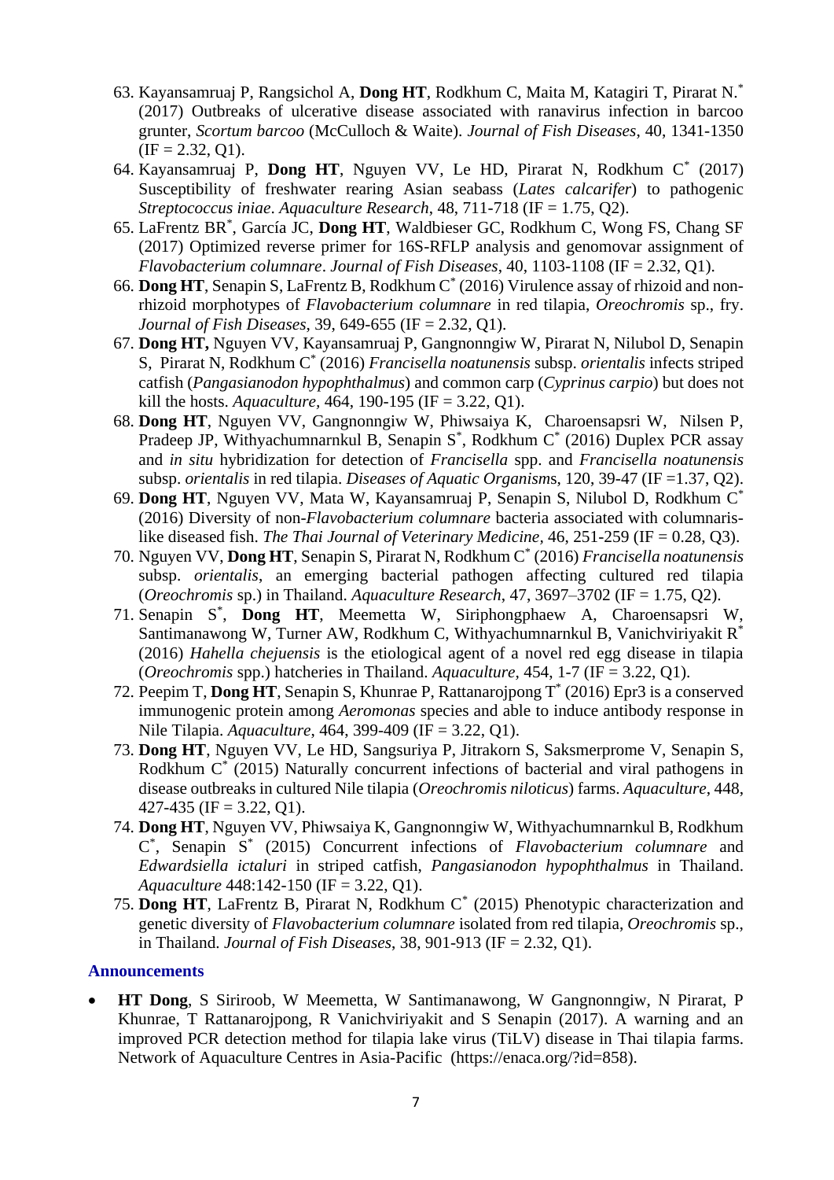63. Kayansamruaj P, Rangsichol A, **Dong HT**, Rodkhum C, Maita M, Katagiri T, Pirarat N.* (2017) Outbreaks of ulcerative disease associated with ranavirus infection in barcoo grunter, *Scortum barcoo* (McCulloch & Waite). *Journal of Fish Diseases*, 40, 1341-1350 (IF = 2.32, Q1).
64. Kayansamruaj P, **Dong HT**, Nguyen VV, Le HD, Pirarat N, Rodkhum C* (2017) Susceptibility of freshwater rearing Asian seabass (*Lates calcarifer*) to pathogenic *Streptococcus iniae*. *Aquaculture Research*, 48, 711-718 (IF = 1.75, Q2).
65. LaFrentz BR*, García JC, **Dong HT**, Waldbieser GC, Rodkhum C, Wong FS, Chang SF (2017) Optimized reverse primer for 16S-RFLP analysis and genomovar assignment of *Flavobacterium columnare*. *Journal of Fish Diseases*, 40, 1103-1108 (IF = 2.32, Q1).
66. **Dong HT**, Senapin S, LaFrentz B, Rodkhum C* (2016) Virulence assay of rhizoid and non-rhizoid morphotypes of *Flavobacterium columnare* in red tilapia, *Oreochromis* sp., fry. *Journal of Fish Diseases*, 39, 649-655 (IF = 2.32, Q1).
67. **Dong HT,** Nguyen VV, Kayansamruaj P, Gangnonngiw W, Pirarat N, Nilubol D, Senapin S, Pirarat N, Rodkhum C* (2016) *Francisella noatunensis* subsp. *orientalis* infects striped catfish (*Pangasianodon hypophthalmus*) and common carp (*Cyprinus carpio*) but does not kill the hosts. *Aquaculture*, 464, 190-195 (IF = 3.22, Q1).
68. **Dong HT**, Nguyen VV, Gangnonngiw W, Phiwsaiya K, Charoensapsri W, Nilsen P, Pradeep JP, Withyachumnarnkul B, Senapin S*, Rodkhum C* (2016) Duplex PCR assay and *in situ* hybridization for detection of *Francisella* spp. and *Francisella noatunensis* subsp. *orientalis* in red tilapia. *Diseases of Aquatic Organisms*, 120, 39-47 (IF =1.37, Q2).
69. **Dong HT**, Nguyen VV, Mata W, Kayansamruaj P, Senapin S, Nilubol D, Rodkhum C* (2016) Diversity of non-*Flavobacterium columnare* bacteria associated with columnaris-like diseased fish. *The Thai Journal of Veterinary Medicine*, 46, 251-259 (IF = 0.28, Q3).
70. Nguyen VV, **Dong HT**, Senapin S, Pirarat N, Rodkhum C* (2016) *Francisella noatunensis* subsp. *orientalis*, an emerging bacterial pathogen affecting cultured red tilapia (*Oreochromis* sp.) in Thailand. *Aquaculture Research*, 47, 3697–3702 (IF = 1.75, Q2).
71. Senapin S*, **Dong HT**, Meemetta W, Siriphongphaew A, Charoensapsri W, Santimanawong W, Turner AW, Rodkhum C, Withyachumnarnkul B, Vanichviriyakit R* (2016) *Hahella chejuensis* is the etiological agent of a novel red egg disease in tilapia (*Oreochromis* spp.) hatcheries in Thailand. *Aquaculture*, 454, 1-7 (IF = 3.22, Q1).
72. Peepim T, **Dong HT**, Senapin S, Khunrae P, Rattanarojpong T* (2016) Epr3 is a conserved immunogenic protein among *Aeromonas* species and able to induce antibody response in Nile Tilapia. *Aquaculture*, 464, 399-409 (IF = 3.22, Q1).
73. **Dong HT**, Nguyen VV, Le HD, Sangsuriya P, Jitrakorn S, Saksmerprome V, Senapin S, Rodkhum C* (2015) Naturally concurrent infections of bacterial and viral pathogens in disease outbreaks in cultured Nile tilapia (*Oreochromis niloticus*) farms. *Aquaculture*, 448, 427-435 (IF = 3.22, Q1).
74. **Dong HT**, Nguyen VV, Phiwsaiya K, Gangnonngiw W, Withyachumnarnkul B, Rodkhum C*, Senapin S* (2015) Concurrent infections of *Flavobacterium columnare* and *Edwardsiella ictaluri* in striped catfish, *Pangasianodon hypophthalmus* in Thailand. *Aquaculture* 448:142-150 (IF = 3.22, Q1).
75. **Dong HT**, LaFrentz B, Pirarat N, Rodkhum C* (2015) Phenotypic characterization and genetic diversity of *Flavobacterium columnare* isolated from red tilapia, *Oreochromis* sp., in Thailand. *Journal of Fish Diseases*, 38, 901-913 (IF = 2.32, Q1).

## Announcements

- **HT Dong**, S Siriroob, W Meemetta, W Santimanawong, W Gangnonngiw, N Pirarat, P Khunrae, T Rattanarojpong, R Vanichviriyakit and S Senapin (2017). A warning and an improved PCR detection method for tilapia lake virus (TiLV) disease in Thai tilapia farms. Network of Aquaculture Centres in Asia-Pacific (https://enaca.org/?id=858).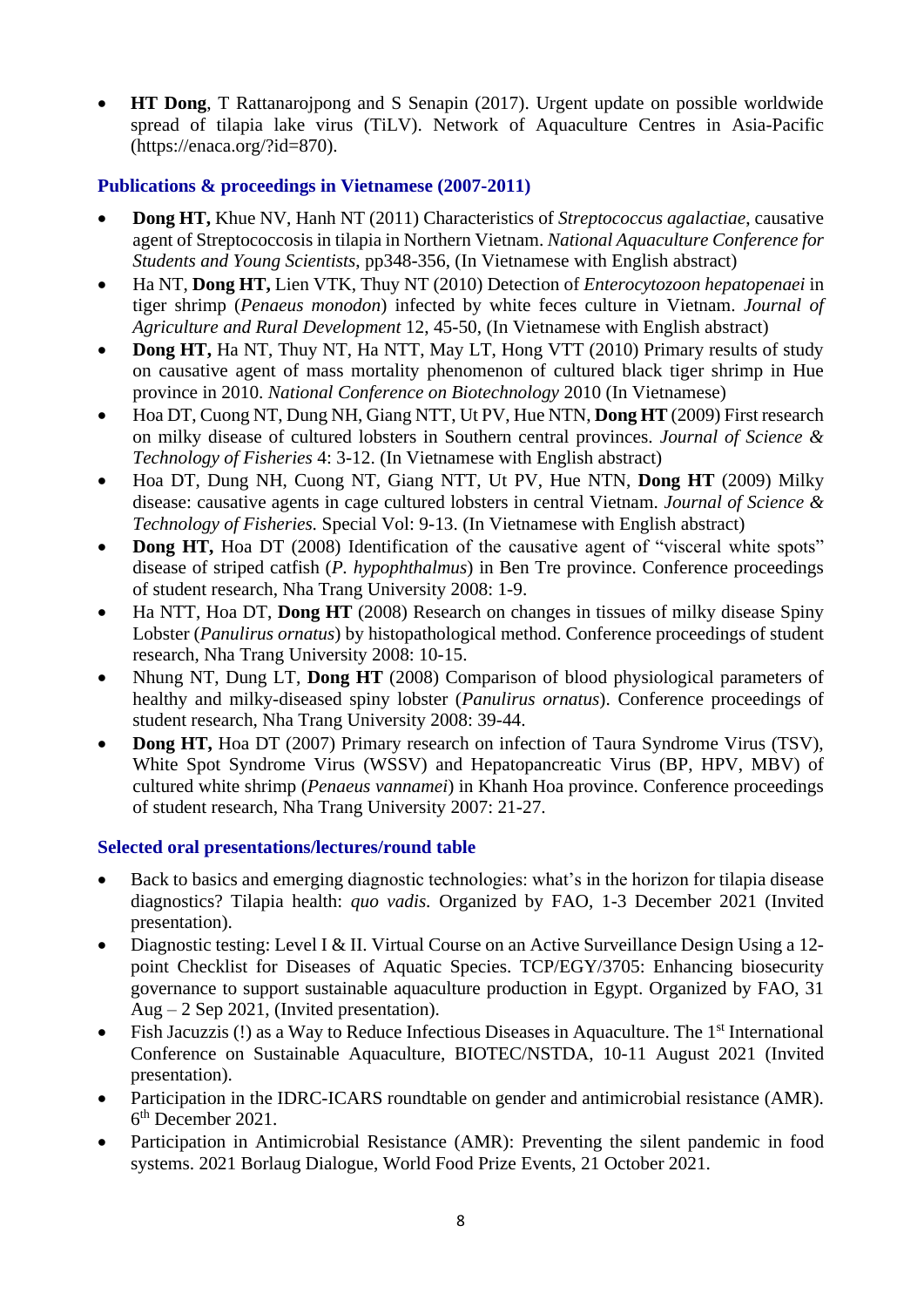- **HT Dong**, T Rattanarojpong and S Senapin (2017). Urgent update on possible worldwide spread of tilapia lake virus (TiLV). Network of Aquaculture Centres in Asia-Pacific (https://enaca.org/?id=870).

### Publications & proceedings in Vietnamese (2007-2011)

- **Dong HT,** Khue NV, Hanh NT (2011) Characteristics of *Streptococcus agalactiae*, causative agent of Streptococcosis in tilapia in Northern Vietnam. *National Aquaculture Conference for Students and Young Scientists*, pp348-356, (In Vietnamese with English abstract)
- Ha NT, **Dong HT,** Lien VTK, Thuy NT (2010) Detection of *Enterocytozoon hepatopenaei* in tiger shrimp (*Penaeus monodon*) infected by white feces culture in Vietnam. *Journal of Agriculture and Rural Development* 12, 45-50, (In Vietnamese with English abstract)
- **Dong HT,** Ha NT, Thuy NT, Ha NTT, May LT, Hong VTT (2010) Primary results of study on causative agent of mass mortality phenomenon of cultured black tiger shrimp in Hue province in 2010. *National Conference on Biotechnology* 2010 (In Vietnamese)
- Hoa DT, Cuong NT, Dung NH, Giang NTT, Ut PV, Hue NTN, **Dong HT** (2009) First research on milky disease of cultured lobsters in Southern central provinces. *Journal of Science & Technology of Fisheries* 4: 3-12. (In Vietnamese with English abstract)
- Hoa DT, Dung NH, Cuong NT, Giang NTT, Ut PV, Hue NTN, **Dong HT** (2009) Milky disease: causative agents in cage cultured lobsters in central Vietnam. *Journal of Science & Technology of Fisheries.* Special Vol: 9-13. (In Vietnamese with English abstract)
- **Dong HT,** Hoa DT (2008) Identification of the causative agent of "visceral white spots" disease of striped catfish (*P. hypophthalmus*) in Ben Tre province. Conference proceedings of student research, Nha Trang University 2008: 1-9.
- Ha NTT, Hoa DT, **Dong HT** (2008) Research on changes in tissues of milky disease Spiny Lobster (*Panulirus ornatus*) by histopathological method. Conference proceedings of student research, Nha Trang University 2008: 10-15.
- Nhung NT, Dung LT, **Dong HT** (2008) Comparison of blood physiological parameters of healthy and milky-diseased spiny lobster (*Panulirus ornatus*). Conference proceedings of student research, Nha Trang University 2008: 39-44.
- **Dong HT,** Hoa DT (2007) Primary research on infection of Taura Syndrome Virus (TSV), White Spot Syndrome Virus (WSSV) and Hepatopancreatic Virus (BP, HPV, MBV) of cultured white shrimp (*Penaeus vannamei*) in Khanh Hoa province. Conference proceedings of student research, Nha Trang University 2007: 21-27.

### Selected oral presentations/lectures/round table

- Back to basics and emerging diagnostic technologies: what's in the horizon for tilapia disease diagnostics? Tilapia health: *quo vadis*. Organized by FAO, 1-3 December 2021 (Invited presentation).
- Diagnostic testing: Level I & II. Virtual Course on an Active Surveillance Design Using a 12-point Checklist for Diseases of Aquatic Species. TCP/EGY/3705: Enhancing biosecurity governance to support sustainable aquaculture production in Egypt. Organized by FAO, 31 Aug – 2 Sep 2021, (Invited presentation).
- Fish Jacuzzis (!) as a Way to Reduce Infectious Diseases in Aquaculture. The 1st International Conference on Sustainable Aquaculture, BIOTEC/NSTDA, 10-11 August 2021 (Invited presentation).
- Participation in the IDRC-ICARS roundtable on gender and antimicrobial resistance (AMR). 6th December 2021.
- Participation in Antimicrobial Resistance (AMR): Preventing the silent pandemic in food systems. 2021 Borlaug Dialogue, World Food Prize Events, 21 October 2021.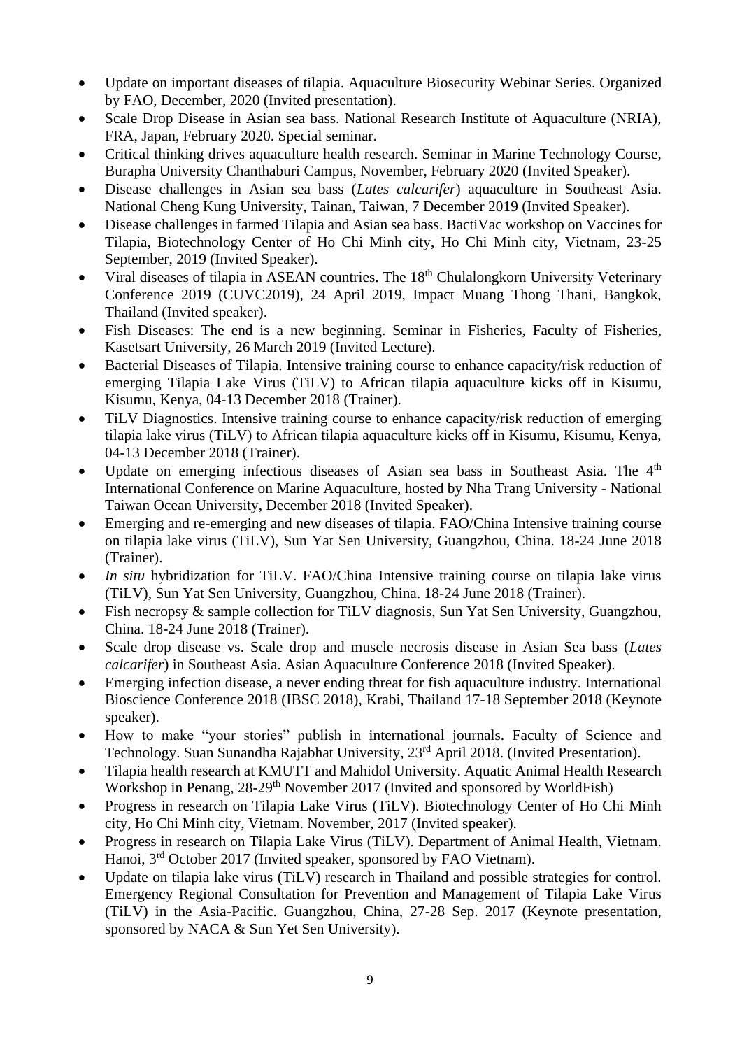- Update on important diseases of tilapia. Aquaculture Biosecurity Webinar Series. Organized by FAO, December, 2020 (Invited presentation).
- Scale Drop Disease in Asian sea bass. National Research Institute of Aquaculture (NRIA), FRA, Japan, February 2020. Special seminar.
- Critical thinking drives aquaculture health research. Seminar in Marine Technology Course, Burapha University Chanthaburi Campus, November, February 2020 (Invited Speaker).
- Disease challenges in Asian sea bass (*Lates calcarifer*) aquaculture in Southeast Asia. National Cheng Kung University, Tainan, Taiwan, 7 December 2019 (Invited Speaker).
- Disease challenges in farmed Tilapia and Asian sea bass. BactiVac workshop on Vaccines for Tilapia, Biotechnology Center of Ho Chi Minh city, Ho Chi Minh city, Vietnam, 23-25 September, 2019 (Invited Speaker).
- Viral diseases of tilapia in ASEAN countries. The 18th Chulalongkorn University Veterinary Conference 2019 (CUVC2019), 24 April 2019, Impact Muang Thong Thani, Bangkok, Thailand (Invited speaker).
- Fish Diseases: The end is a new beginning. Seminar in Fisheries, Faculty of Fisheries, Kasetsart University, 26 March 2019 (Invited Lecture).
- Bacterial Diseases of Tilapia. Intensive training course to enhance capacity/risk reduction of emerging Tilapia Lake Virus (TiLV) to African tilapia aquaculture kicks off in Kisumu, Kisumu, Kenya, 04-13 December 2018 (Trainer).
- TiLV Diagnostics. Intensive training course to enhance capacity/risk reduction of emerging tilapia lake virus (TiLV) to African tilapia aquaculture kicks off in Kisumu, Kisumu, Kenya, 04-13 December 2018 (Trainer).
- Update on emerging infectious diseases of Asian sea bass in Southeast Asia. The 4th International Conference on Marine Aquaculture, hosted by Nha Trang University - National Taiwan Ocean University, December 2018 (Invited Speaker).
- Emerging and re-emerging and new diseases of tilapia. FAO/China Intensive training course on tilapia lake virus (TiLV), Sun Yat Sen University, Guangzhou, China. 18-24 June 2018 (Trainer).
- *In situ* hybridization for TiLV. FAO/China Intensive training course on tilapia lake virus (TiLV), Sun Yat Sen University, Guangzhou, China. 18-24 June 2018 (Trainer).
- Fish necropsy & sample collection for TiLV diagnosis, Sun Yat Sen University, Guangzhou, China. 18-24 June 2018 (Trainer).
- Scale drop disease vs. Scale drop and muscle necrosis disease in Asian Sea bass (*Lates calcarifer*) in Southeast Asia. Asian Aquaculture Conference 2018 (Invited Speaker).
- Emerging infection disease, a never ending threat for fish aquaculture industry. International Bioscience Conference 2018 (IBSC 2018), Krabi, Thailand 17-18 September 2018 (Keynote speaker).
- How to make "your stories" publish in international journals. Faculty of Science and Technology. Suan Sunandha Rajabhat University, 23rd April 2018. (Invited Presentation).
- Tilapia health research at KMUTT and Mahidol University. Aquatic Animal Health Research Workshop in Penang, 28-29th November 2017 (Invited and sponsored by WorldFish)
- Progress in research on Tilapia Lake Virus (TiLV). Biotechnology Center of Ho Chi Minh city, Ho Chi Minh city, Vietnam. November, 2017 (Invited speaker).
- Progress in research on Tilapia Lake Virus (TiLV). Department of Animal Health, Vietnam. Hanoi, 3rd October 2017 (Invited speaker, sponsored by FAO Vietnam).
- Update on tilapia lake virus (TiLV) research in Thailand and possible strategies for control. Emergency Regional Consultation for Prevention and Management of Tilapia Lake Virus (TiLV) in the Asia-Pacific. Guangzhou, China, 27-28 Sep. 2017 (Keynote presentation, sponsored by NACA & Sun Yet Sen University).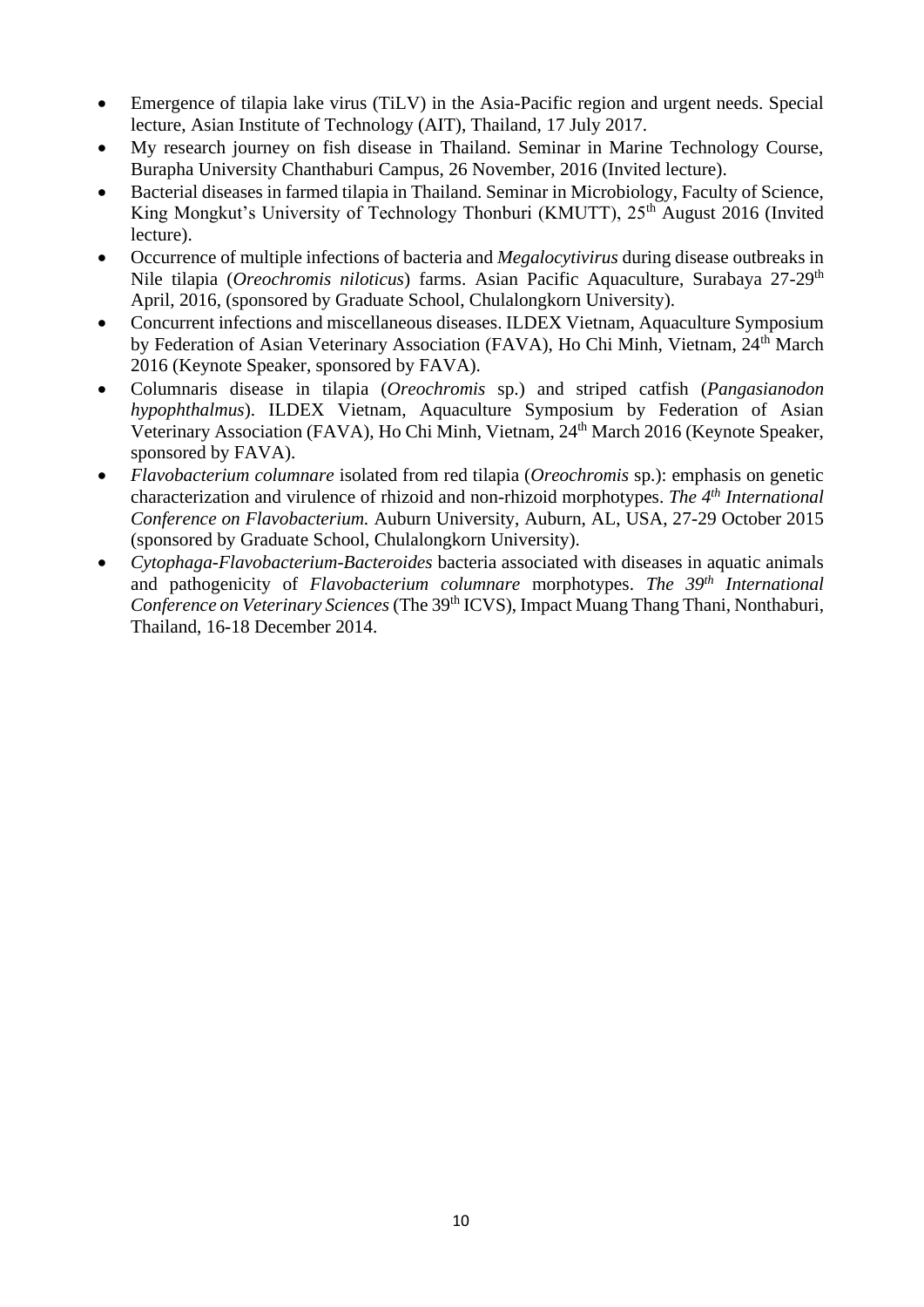- Emergence of tilapia lake virus (TiLV) in the Asia-Pacific region and urgent needs. Special lecture, Asian Institute of Technology (AIT), Thailand, 17 July 2017.
- My research journey on fish disease in Thailand. Seminar in Marine Technology Course, Burapha University Chanthaburi Campus, 26 November, 2016 (Invited lecture).
- Bacterial diseases in farmed tilapia in Thailand. Seminar in Microbiology, Faculty of Science, King Mongkut's University of Technology Thonburi (KMUTT), 25th August 2016 (Invited lecture).
- Occurrence of multiple infections of bacteria and *Megalocytivirus* during disease outbreaks in Nile tilapia (*Oreochromis niloticus*) farms. Asian Pacific Aquaculture, Surabaya 27-29th April, 2016, (sponsored by Graduate School, Chulalongkorn University).
- Concurrent infections and miscellaneous diseases. ILDEX Vietnam, Aquaculture Symposium by Federation of Asian Veterinary Association (FAVA), Ho Chi Minh, Vietnam, 24th March 2016 (Keynote Speaker, sponsored by FAVA).
- Columnaris disease in tilapia (*Oreochromis* sp.) and striped catfish (*Pangasianodon hypophthalmus*). ILDEX Vietnam, Aquaculture Symposium by Federation of Asian Veterinary Association (FAVA), Ho Chi Minh, Vietnam, 24th March 2016 (Keynote Speaker, sponsored by FAVA).
- *Flavobacterium columnare* isolated from red tilapia (*Oreochromis* sp.): emphasis on genetic characterization and virulence of rhizoid and non-rhizoid morphotypes. *The 4th International Conference on Flavobacterium.* Auburn University, Auburn, AL, USA, 27-29 October 2015 (sponsored by Graduate School, Chulalongkorn University).
- *Cytophaga-Flavobacterium-Bacteroides* bacteria associated with diseases in aquatic animals and pathogenicity of *Flavobacterium columnare* morphotypes. *The 39th International Conference on Veterinary Sciences* (The 39th ICVS), Impact Muang Thang Thani, Nonthaburi, Thailand, 16-18 December 2014.